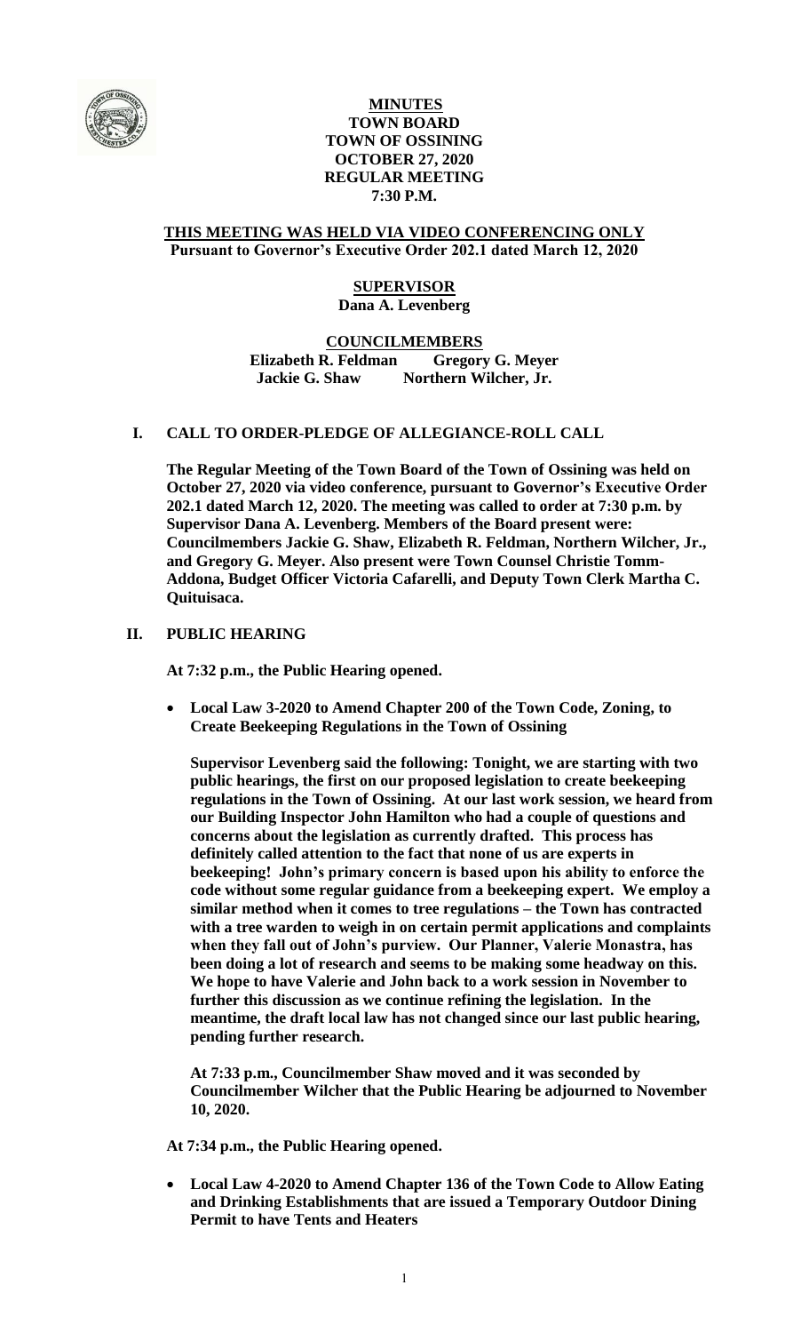# MINUTES
# TOWN BOARD
# TOWN OF OSSINING
# OCTOBER 27, 2020
# REGULAR MEETING
# 7:30 P.M.

**THIS MEETING WAS HELD VIA VIDEO CONFERENCING ONLY**
**Pursuant to Governor's Executive Order 202.1 dated March 12, 2020**

**SUPERVISOR**
**Dana A. Levenberg**

**COUNCILMEMBERS**
**Elizabeth R. Feldman Gregory G. Meyer**
**Jackie G. Shaw Northern Wilcher, Jr.**

## I. CALL TO ORDER-PLEDGE OF ALLEGIANCE-ROLL CALL

**The Regular Meeting of the Town Board of the Town of Ossining was held on October 27, 2020 via video conference, pursuant to Governor's Executive Order 202.1 dated March 12, 2020. The meeting was called to order at 7:30 p.m. by Supervisor Dana A. Levenberg. Members of the Board present were: Councilmembers Jackie G. Shaw, Elizabeth R. Feldman, Northern Wilcher, Jr., and Gregory G. Meyer. Also present were Town Counsel Christie Tomm-Addona, Budget Officer Victoria Cafarelli, and Deputy Town Clerk Martha C. Quituisaca.**

## II. PUBLIC HEARING

**At 7:32 p.m., the Public Hearing opened.**

- **Local Law 3-2020 to Amend Chapter 200 of the Town Code, Zoning, to Create Beekeeping Regulations in the Town of Ossining**

**Supervisor Levenberg said the following: Tonight, we are starting with two public hearings, the first on our proposed legislation to create beekeeping regulations in the Town of Ossining. At our last work session, we heard from our Building Inspector John Hamilton who had a couple of questions and concerns about the legislation as currently drafted. This process has definitely called attention to the fact that none of us are experts in beekeeping! John's primary concern is based upon his ability to enforce the code without some regular guidance from a beekeeping expert. We employ a similar method when it comes to tree regulations – the Town has contracted with a tree warden to weigh in on certain permit applications and complaints when they fall out of John's purview. Our Planner, Valerie Monastra, has been doing a lot of research and seems to be making some headway on this. We hope to have Valerie and John back to a work session in November to further this discussion as we continue refining the legislation. In the meantime, the draft local law has not changed since our last public hearing, pending further research.**

**At 7:33 p.m., Councilmember Shaw moved and it was seconded by Councilmember Wilcher that the Public Hearing be adjourned to November 10, 2020.**

**At 7:34 p.m., the Public Hearing opened.**

- **Local Law 4-2020 to Amend Chapter 136 of the Town Code to Allow Eating and Drinking Establishments that are issued a Temporary Outdoor Dining Permit to have Tents and Heaters**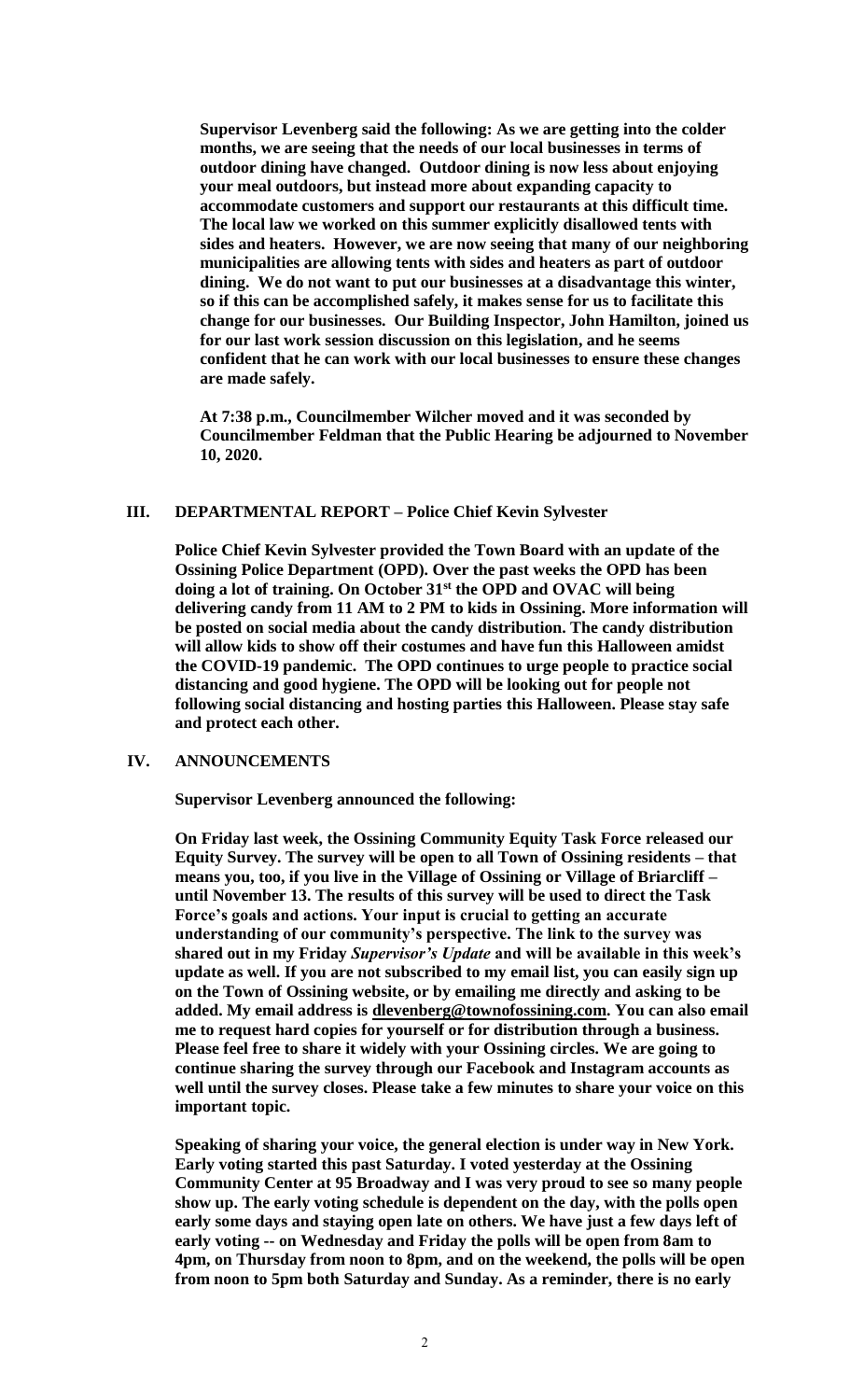**Supervisor Levenberg said the following: As we are getting into the colder months, we are seeing that the needs of our local businesses in terms of outdoor dining have changed. Outdoor dining is now less about enjoying your meal outdoors, but instead more about expanding capacity to accommodate customers and support our restaurants at this difficult time. The local law we worked on this summer explicitly disallowed tents with sides and heaters. However, we are now seeing that many of our neighboring municipalities are allowing tents with sides and heaters as part of outdoor dining. We do not want to put our businesses at a disadvantage this winter, so if this can be accomplished safely, it makes sense for us to facilitate this change for our businesses. Our Building Inspector, John Hamilton, joined us for our last work session discussion on this legislation, and he seems confident that he can work with our local businesses to ensure these changes are made safely.**

**At 7:38 p.m., Councilmember Wilcher moved and it was seconded by Councilmember Feldman that the Public Hearing be adjourned to November 10, 2020.**

## III. DEPARTMENTAL REPORT – Police Chief Kevin Sylvester

**Police Chief Kevin Sylvester provided the Town Board with an update of the Ossining Police Department (OPD). Over the past weeks the OPD has been doing a lot of training. On October 31st the OPD and OVAC will being delivering candy from 11 AM to 2 PM to kids in Ossining. More information will be posted on social media about the candy distribution. The candy distribution will allow kids to show off their costumes and have fun this Halloween amidst the COVID-19 pandemic. The OPD continues to urge people to practice social distancing and good hygiene. The OPD will be looking out for people not following social distancing and hosting parties this Halloween. Please stay safe and protect each other.**

## IV. ANNOUNCEMENTS

**Supervisor Levenberg announced the following:**

**On Friday last week, the Ossining Community Equity Task Force released our Equity Survey. The survey will be open to all Town of Ossining residents – that means you, too, if you live in the Village of Ossining or Village of Briarcliff – until November 13. The results of this survey will be used to direct the Task Force's goals and actions. Your input is crucial to getting an accurate understanding of our community's perspective. The link to the survey was shared out in my Friday *Supervisor's Update* and will be available in this week's update as well. If you are not subscribed to my email list, you can easily sign up on the Town of Ossining website, or by emailing me directly and asking to be added. My email address is dlevenberg@townofossining.com. You can also email me to request hard copies for yourself or for distribution through a business. Please feel free to share it widely with your Ossining circles. We are going to continue sharing the survey through our Facebook and Instagram accounts as well until the survey closes. Please take a few minutes to share your voice on this important topic.**

**Speaking of sharing your voice, the general election is under way in New York. Early voting started this past Saturday. I voted yesterday at the Ossining Community Center at 95 Broadway and I was very proud to see so many people show up. The early voting schedule is dependent on the day, with the polls open early some days and staying open late on others. We have just a few days left of early voting -- on Wednesday and Friday the polls will be open from 8am to 4pm, on Thursday from noon to 8pm, and on the weekend, the polls will be open from noon to 5pm both Saturday and Sunday. As a reminder, there is no early**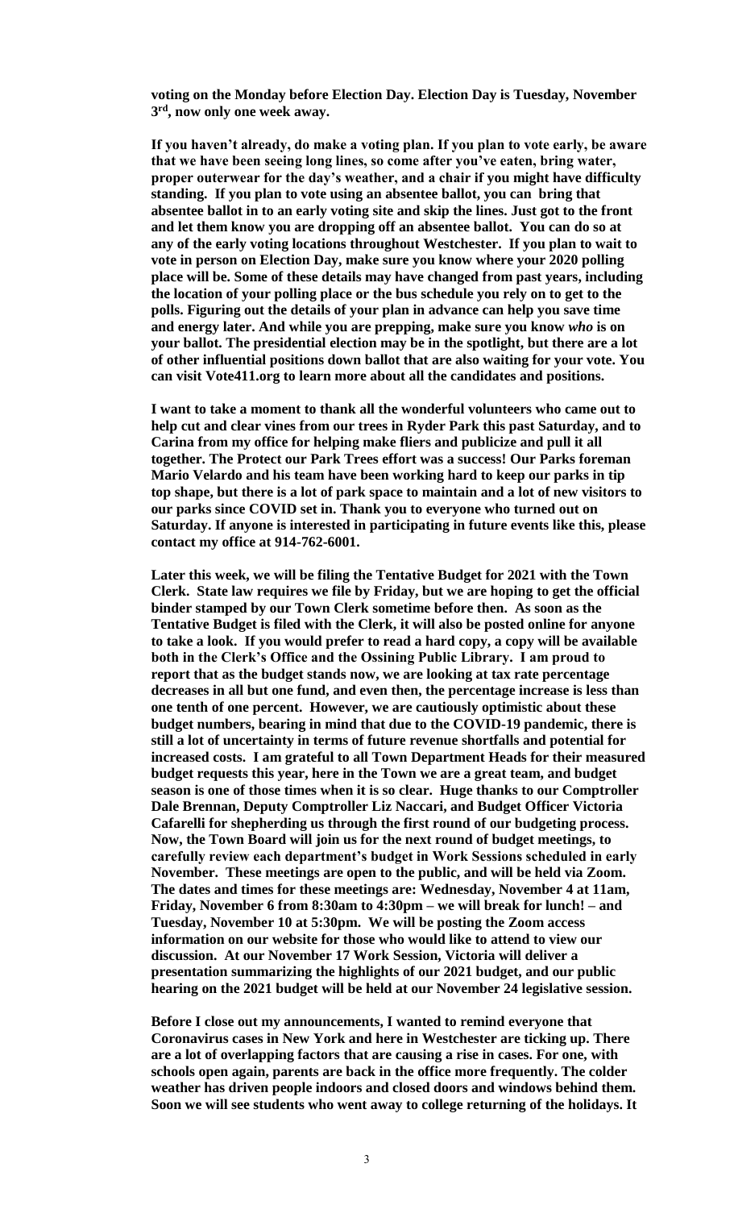**voting on the Monday before Election Day. Election Day is Tuesday, November 3rd, now only one week away.**

**If you haven't already, do make a voting plan. If you plan to vote early, be aware that we have been seeing long lines, so come after you've eaten, bring water, proper outerwear for the day's weather, and a chair if you might have difficulty standing. If you plan to vote using an absentee ballot, you can bring that absentee ballot in to an early voting site and skip the lines. Just got to the front and let them know you are dropping off an absentee ballot. You can do so at any of the early voting locations throughout Westchester. If you plan to wait to vote in person on Election Day, make sure you know where your 2020 polling place will be. Some of these details may have changed from past years, including the location of your polling place or the bus schedule you rely on to get to the polls. Figuring out the details of your plan in advance can help you save time and energy later. And while you are prepping, make sure you know *who* is on your ballot. The presidential election may be in the spotlight, but there are a lot of other influential positions down ballot that are also waiting for your vote. You can visit Vote411.org to learn more about all the candidates and positions.**

**I want to take a moment to thank all the wonderful volunteers who came out to help cut and clear vines from our trees in Ryder Park this past Saturday, and to Carina from my office for helping make fliers and publicize and pull it all together. The Protect our Park Trees effort was a success! Our Parks foreman Mario Velardo and his team have been working hard to keep our parks in tip top shape, but there is a lot of park space to maintain and a lot of new visitors to our parks since COVID set in. Thank you to everyone who turned out on Saturday. If anyone is interested in participating in future events like this, please contact my office at 914-762-6001.**

**Later this week, we will be filing the Tentative Budget for 2021 with the Town Clerk. State law requires we file by Friday, but we are hoping to get the official binder stamped by our Town Clerk sometime before then. As soon as the Tentative Budget is filed with the Clerk, it will also be posted online for anyone to take a look. If you would prefer to read a hard copy, a copy will be available both in the Clerk's Office and the Ossining Public Library. I am proud to report that as the budget stands now, we are looking at tax rate percentage decreases in all but one fund, and even then, the percentage increase is less than one tenth of one percent. However, we are cautiously optimistic about these budget numbers, bearing in mind that due to the COVID-19 pandemic, there is still a lot of uncertainty in terms of future revenue shortfalls and potential for increased costs. I am grateful to all Town Department Heads for their measured budget requests this year, here in the Town we are a great team, and budget season is one of those times when it is so clear. Huge thanks to our Comptroller Dale Brennan, Deputy Comptroller Liz Naccari, and Budget Officer Victoria Cafarelli for shepherding us through the first round of our budgeting process. Now, the Town Board will join us for the next round of budget meetings, to carefully review each department's budget in Work Sessions scheduled in early November. These meetings are open to the public, and will be held via Zoom. The dates and times for these meetings are: Wednesday, November 4 at 11am, Friday, November 6 from 8:30am to 4:30pm – we will break for lunch! – and Tuesday, November 10 at 5:30pm. We will be posting the Zoom access information on our website for those who would like to attend to view our discussion. At our November 17 Work Session, Victoria will deliver a presentation summarizing the highlights of our 2021 budget, and our public hearing on the 2021 budget will be held at our November 24 legislative session.**

**Before I close out my announcements, I wanted to remind everyone that Coronavirus cases in New York and here in Westchester are ticking up. There are a lot of overlapping factors that are causing a rise in cases. For one, with schools open again, parents are back in the office more frequently. The colder weather has driven people indoors and closed doors and windows behind them. Soon we will see students who went away to college returning of the holidays. It**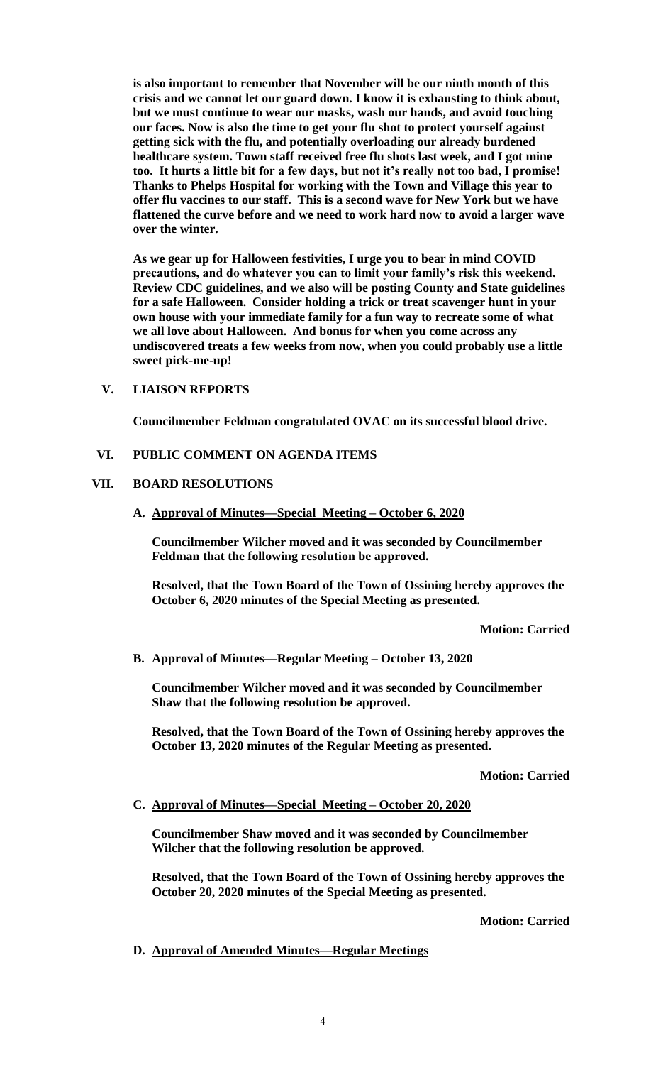**is also important to remember that November will be our ninth month of this crisis and we cannot let our guard down. I know it is exhausting to think about, but we must continue to wear our masks, wash our hands, and avoid touching our faces. Now is also the time to get your flu shot to protect yourself against getting sick with the flu, and potentially overloading our already burdened healthcare system. Town staff received free flu shots last week, and I got mine too. It hurts a little bit for a few days, but not it's really not too bad, I promise! Thanks to Phelps Hospital for working with the Town and Village this year to offer flu vaccines to our staff. This is a second wave for New York but we have flattened the curve before and we need to work hard now to avoid a larger wave over the winter.**

**As we gear up for Halloween festivities, I urge you to bear in mind COVID precautions, and do whatever you can to limit your family's risk this weekend. Review CDC guidelines, and we also will be posting County and State guidelines for a safe Halloween. Consider holding a trick or treat scavenger hunt in your own house with your immediate family for a fun way to recreate some of what we all love about Halloween. And bonus for when you come across any undiscovered treats a few weeks from now, when you could probably use a little sweet pick-me-up!**

## V. LIAISON REPORTS

**Councilmember Feldman congratulated OVAC on its successful blood drive.**

## VI. PUBLIC COMMENT ON AGENDA ITEMS

## VII. BOARD RESOLUTIONS

### A. Approval of Minutes—Special Meeting – October 6, 2020

**Councilmember Wilcher moved and it was seconded by Councilmember Feldman that the following resolution be approved.**

**Resolved, that the Town Board of the Town of Ossining hereby approves the October 6, 2020 minutes of the Special Meeting as presented.**

**Motion: Carried**

### B. Approval of Minutes—Regular Meeting – October 13, 2020

**Councilmember Wilcher moved and it was seconded by Councilmember Shaw that the following resolution be approved.**

**Resolved, that the Town Board of the Town of Ossining hereby approves the October 13, 2020 minutes of the Regular Meeting as presented.**

**Motion: Carried**

### C. Approval of Minutes—Special Meeting – October 20, 2020

**Councilmember Shaw moved and it was seconded by Councilmember Wilcher that the following resolution be approved.**

**Resolved, that the Town Board of the Town of Ossining hereby approves the October 20, 2020 minutes of the Special Meeting as presented.**

**Motion: Carried**

### D. Approval of Amended Minutes—Regular Meetings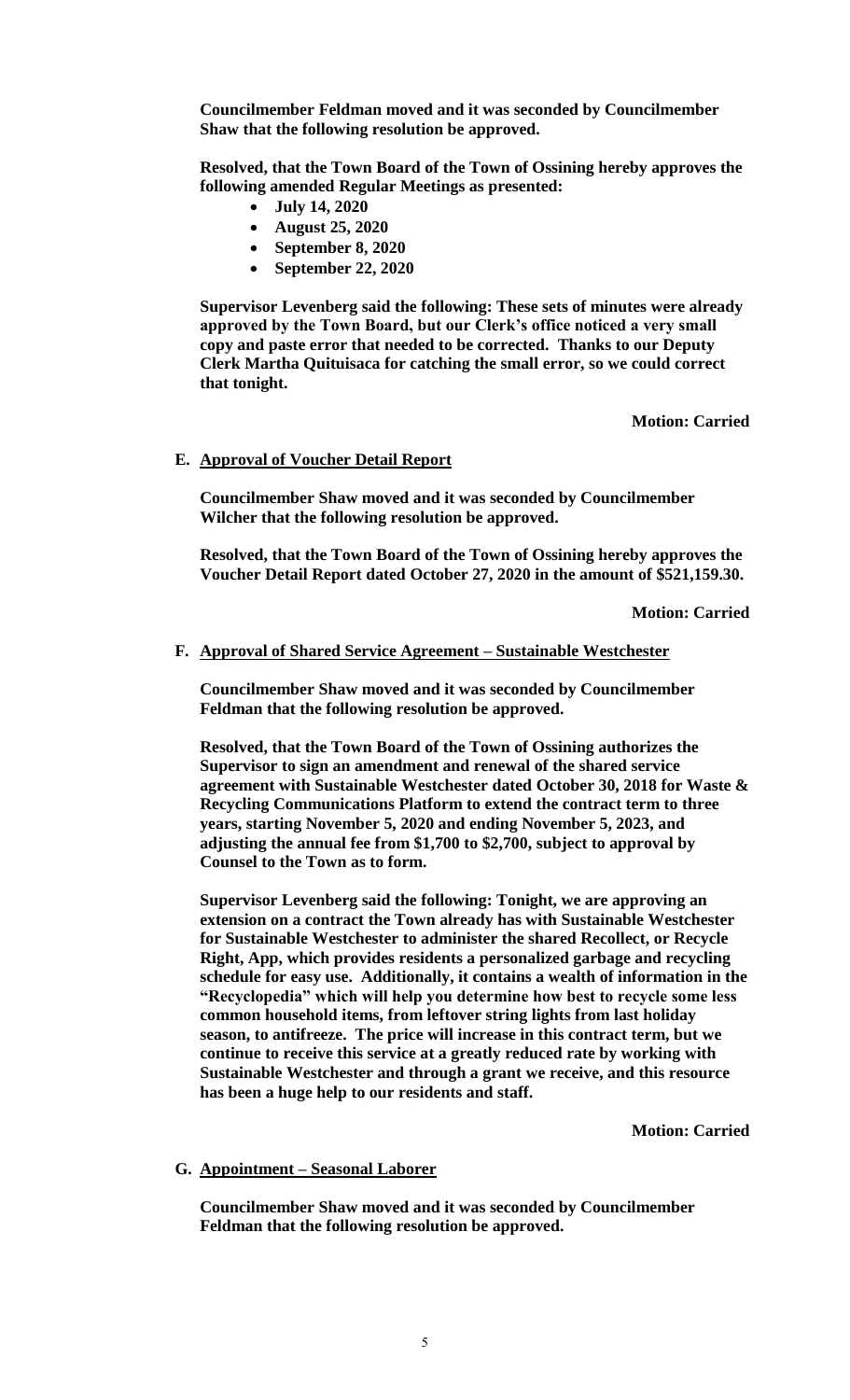**Councilmember Feldman moved and it was seconded by Councilmember Shaw that the following resolution be approved.**

**Resolved, that the Town Board of the Town of Ossining hereby approves the following amended Regular Meetings as presented:**

- **July 14, 2020**
- **August 25, 2020**
- **September 8, 2020**
- **September 22, 2020**

**Supervisor Levenberg said the following: These sets of minutes were already approved by the Town Board, but our Clerk's office noticed a very small copy and paste error that needed to be corrected. Thanks to our Deputy Clerk Martha Quituisaca for catching the small error, so we could correct that tonight.**

**Motion: Carried**

**E. Approval of Voucher Detail Report**

**Councilmember Shaw moved and it was seconded by Councilmember Wilcher that the following resolution be approved.**

**Resolved, that the Town Board of the Town of Ossining hereby approves the Voucher Detail Report dated October 27, 2020 in the amount of $521,159.30.**

**Motion: Carried**

**F. Approval of Shared Service Agreement – Sustainable Westchester**

**Councilmember Shaw moved and it was seconded by Councilmember Feldman that the following resolution be approved.**

**Resolved, that the Town Board of the Town of Ossining authorizes the Supervisor to sign an amendment and renewal of the shared service agreement with Sustainable Westchester dated October 30, 2018 for Waste & Recycling Communications Platform to extend the contract term to three years, starting November 5, 2020 and ending November 5, 2023, and adjusting the annual fee from $1,700 to $2,700, subject to approval by Counsel to the Town as to form.**

**Supervisor Levenberg said the following: Tonight, we are approving an extension on a contract the Town already has with Sustainable Westchester for Sustainable Westchester to administer the shared Recollect, or Recycle Right, App, which provides residents a personalized garbage and recycling schedule for easy use. Additionally, it contains a wealth of information in the "Recyclopedia" which will help you determine how best to recycle some less common household items, from leftover string lights from last holiday season, to antifreeze. The price will increase in this contract term, but we continue to receive this service at a greatly reduced rate by working with Sustainable Westchester and through a grant we receive, and this resource has been a huge help to our residents and staff.**

**Motion: Carried**

**G. Appointment – Seasonal Laborer**

**Councilmember Shaw moved and it was seconded by Councilmember Feldman that the following resolution be approved.**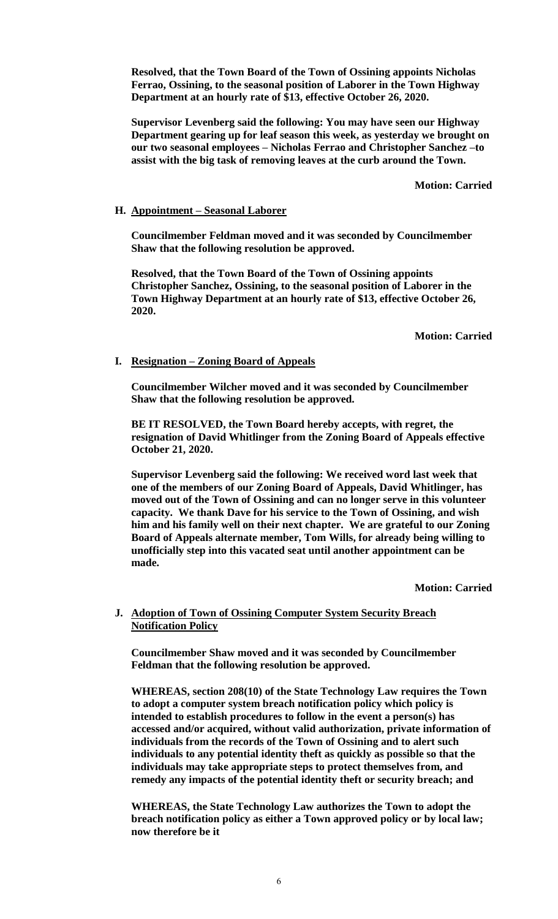**Resolved, that the Town Board of the Town of Ossining appoints Nicholas Ferrao, Ossining, to the seasonal position of Laborer in the Town Highway Department at an hourly rate of $13, effective October 26, 2020.**

**Supervisor Levenberg said the following: You may have seen our Highway Department gearing up for leaf season this week, as yesterday we brought on our two seasonal employees – Nicholas Ferrao and Christopher Sanchez –to assist with the big task of removing leaves at the curb around the Town.**

**Motion: Carried**

**H. Appointment – Seasonal Laborer**

**Councilmember Feldman moved and it was seconded by Councilmember Shaw that the following resolution be approved.**

**Resolved, that the Town Board of the Town of Ossining appoints Christopher Sanchez, Ossining, to the seasonal position of Laborer in the Town Highway Department at an hourly rate of $13, effective October 26, 2020.**

**Motion: Carried**

**I. Resignation – Zoning Board of Appeals**

**Councilmember Wilcher moved and it was seconded by Councilmember Shaw that the following resolution be approved.**

**BE IT RESOLVED, the Town Board hereby accepts, with regret, the resignation of David Whitlinger from the Zoning Board of Appeals effective October 21, 2020.**

**Supervisor Levenberg said the following: We received word last week that one of the members of our Zoning Board of Appeals, David Whitlinger, has moved out of the Town of Ossining and can no longer serve in this volunteer capacity. We thank Dave for his service to the Town of Ossining, and wish him and his family well on their next chapter. We are grateful to our Zoning Board of Appeals alternate member, Tom Wills, for already being willing to unofficially step into this vacated seat until another appointment can be made.**

**Motion: Carried**

**J. Adoption of Town of Ossining Computer System Security Breach Notification Policy**

**Councilmember Shaw moved and it was seconded by Councilmember Feldman that the following resolution be approved.**

**WHEREAS, section 208(10) of the State Technology Law requires the Town to adopt a computer system breach notification policy which policy is intended to establish procedures to follow in the event a person(s) has accessed and/or acquired, without valid authorization, private information of individuals from the records of the Town of Ossining and to alert such individuals to any potential identity theft as quickly as possible so that the individuals may take appropriate steps to protect themselves from, and remedy any impacts of the potential identity theft or security breach; and**

**WHEREAS, the State Technology Law authorizes the Town to adopt the breach notification policy as either a Town approved policy or by local law; now therefore be it**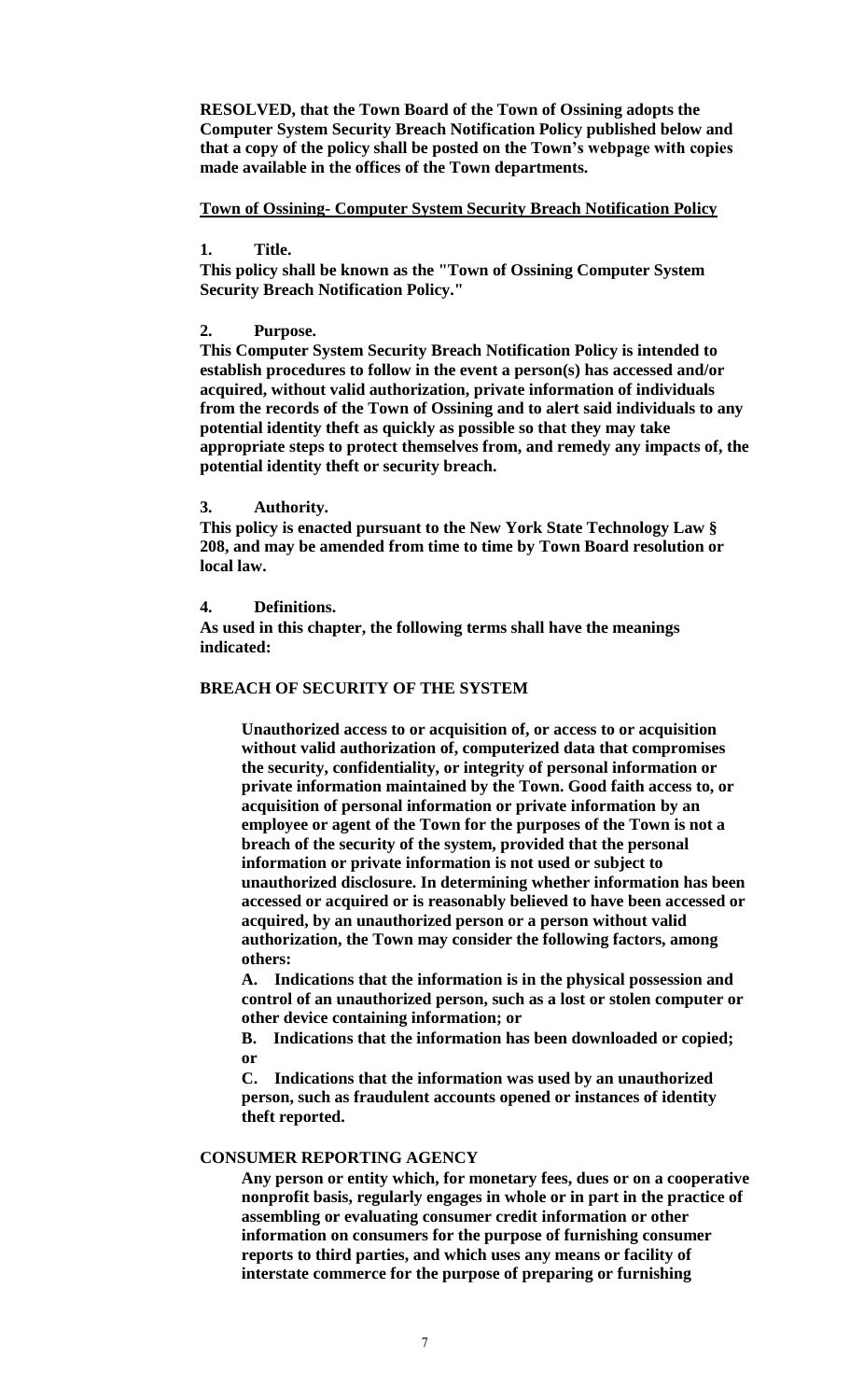**RESOLVED, that the Town Board of the Town of Ossining adopts the Computer System Security Breach Notification Policy published below and that a copy of the policy shall be posted on the Town's webpage with copies made available in the offices of the Town departments.**

**Town of Ossining- Computer System Security Breach Notification Policy**

**1. Title.**

**This policy shall be known as the "Town of Ossining Computer System Security Breach Notification Policy."**

**2. Purpose.**

**This Computer System Security Breach Notification Policy is intended to establish procedures to follow in the event a person(s) has accessed and/or acquired, without valid authorization, private information of individuals from the records of the Town of Ossining and to alert said individuals to any potential identity theft as quickly as possible so that they may take appropriate steps to protect themselves from, and remedy any impacts of, the potential identity theft or security breach.**

**3. Authority.**

**This policy is enacted pursuant to the New York State Technology Law § 208, and may be amended from time to time by Town Board resolution or local law.**

**4. Definitions.**

**As used in this chapter, the following terms shall have the meanings indicated:**

**BREACH OF SECURITY OF THE SYSTEM**

> **Unauthorized access to or acquisition of, or access to or acquisition without valid authorization of, computerized data that compromises the security, confidentiality, or integrity of personal information or private information maintained by the Town. Good faith access to, or acquisition of personal information or private information by an employee or agent of the Town for the purposes of the Town is not a breach of the security of the system, provided that the personal information or private information is not used or subject to unauthorized disclosure. In determining whether information has been accessed or acquired or is reasonably believed to have been accessed or acquired, by an unauthorized person or a person without valid authorization, the Town may consider the following factors, among others:**
>
> **A. Indications that the information is in the physical possession and control of an unauthorized person, such as a lost or stolen computer or other device containing information; or**
>
> **B. Indications that the information has been downloaded or copied; or**
>
> **C. Indications that the information was used by an unauthorized person, such as fraudulent accounts opened or instances of identity theft reported.**

**CONSUMER REPORTING AGENCY**

> **Any person or entity which, for monetary fees, dues or on a cooperative nonprofit basis, regularly engages in whole or in part in the practice of assembling or evaluating consumer credit information or other information on consumers for the purpose of furnishing consumer reports to third parties, and which uses any means or facility of interstate commerce for the purpose of preparing or furnishing**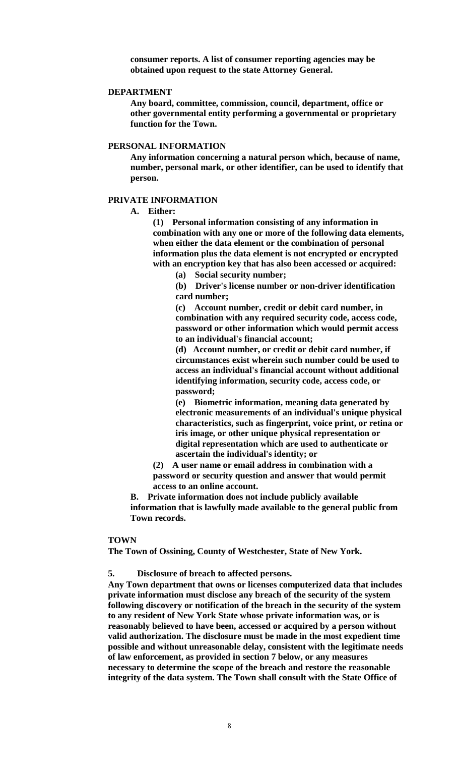**consumer reports. A list of consumer reporting agencies may be obtained upon request to the state Attorney General.**

**DEPARTMENT**

**Any board, committee, commission, council, department, office or other governmental entity performing a governmental or proprietary function for the Town.**

**PERSONAL INFORMATION**

**Any information concerning a natural person which, because of name, number, personal mark, or other identifier, can be used to identify that person.**

**PRIVATE INFORMATION**

**A. Either:**

**(1) Personal information consisting of any information in combination with any one or more of the following data elements, when either the data element or the combination of personal information plus the data element is not encrypted or encrypted with an encryption key that has also been accessed or acquired:**

**(a) Social security number;**

**(b) Driver's license number or non-driver identification card number;**

**(c) Account number, credit or debit card number, in combination with any required security code, access code, password or other information which would permit access to an individual's financial account;**

**(d) Account number, or credit or debit card number, if circumstances exist wherein such number could be used to access an individual's financial account without additional identifying information, security code, access code, or password;**

**(e) Biometric information, meaning data generated by electronic measurements of an individual's unique physical characteristics, such as fingerprint, voice print, or retina or iris image, or other unique physical representation or digital representation which are used to authenticate or ascertain the individual's identity; or**

**(2) A user name or email address in combination with a password or security question and answer that would permit access to an online account.**

**B. Private information does not include publicly available information that is lawfully made available to the general public from Town records.**

**TOWN**

**The Town of Ossining, County of Westchester, State of New York.**

**5. Disclosure of breach to affected persons.**

**Any Town department that owns or licenses computerized data that includes private information must disclose any breach of the security of the system following discovery or notification of the breach in the security of the system to any resident of New York State whose private information was, or is reasonably believed to have been, accessed or acquired by a person without valid authorization. The disclosure must be made in the most expedient time possible and without unreasonable delay, consistent with the legitimate needs of law enforcement, as provided in section 7 below, or any measures necessary to determine the scope of the breach and restore the reasonable integrity of the data system. The Town shall consult with the State Office of**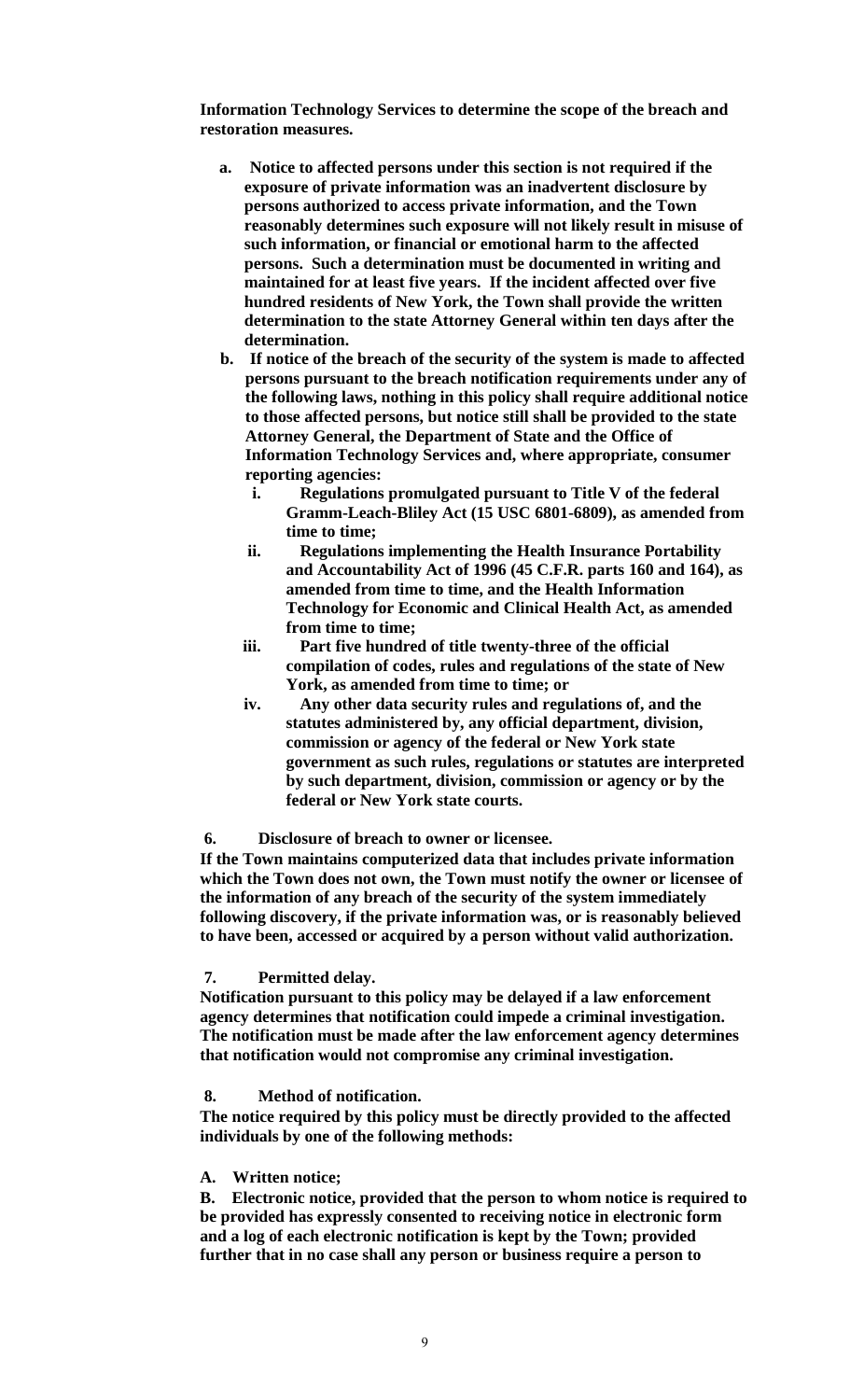**Information Technology Services to determine the scope of the breach and restoration measures.**

a. **Notice to affected persons under this section is not required if the exposure of private information was an inadvertent disclosure by persons authorized to access private information, and the Town reasonably determines such exposure will not likely result in misuse of such information, or financial or emotional harm to the affected persons. Such a determination must be documented in writing and maintained for at least five years. If the incident affected over five hundred residents of New York, the Town shall provide the written determination to the state Attorney General within ten days after the determination.**
b. **If notice of the breach of the security of the system is made to affected persons pursuant to the breach notification requirements under any of the following laws, nothing in this policy shall require additional notice to those affected persons, but notice still shall be provided to the state Attorney General, the Department of State and the Office of Information Technology Services and, where appropriate, consumer reporting agencies:**
   i. **Regulations promulgated pursuant to Title V of the federal Gramm-Leach-Bliley Act (15 USC 6801-6809), as amended from time to time;**
   ii. **Regulations implementing the Health Insurance Portability and Accountability Act of 1996 (45 C.F.R. parts 160 and 164), as amended from time to time, and the Health Information Technology for Economic and Clinical Health Act, as amended from time to time;**
   iii. **Part five hundred of title twenty-three of the official compilation of codes, rules and regulations of the state of New York, as amended from time to time; or**
   iv. **Any other data security rules and regulations of, and the statutes administered by, any official department, division, commission or agency of the federal or New York state government as such rules, regulations or statutes are interpreted by such department, division, commission or agency or by the federal or New York state courts.**

**6. Disclosure of breach to owner or licensee.**

**If the Town maintains computerized data that includes private information which the Town does not own, the Town must notify the owner or licensee of the information of any breach of the security of the system immediately following discovery, if the private information was, or is reasonably believed to have been, accessed or acquired by a person without valid authorization.**

**7. Permitted delay.**

**Notification pursuant to this policy may be delayed if a law enforcement agency determines that notification could impede a criminal investigation. The notification must be made after the law enforcement agency determines that notification would not compromise any criminal investigation.**

**8. Method of notification.**

**The notice required by this policy must be directly provided to the affected individuals by one of the following methods:**

**A. Written notice;**

**B. Electronic notice, provided that the person to whom notice is required to be provided has expressly consented to receiving notice in electronic form and a log of each electronic notification is kept by the Town; provided further that in no case shall any person or business require a person to**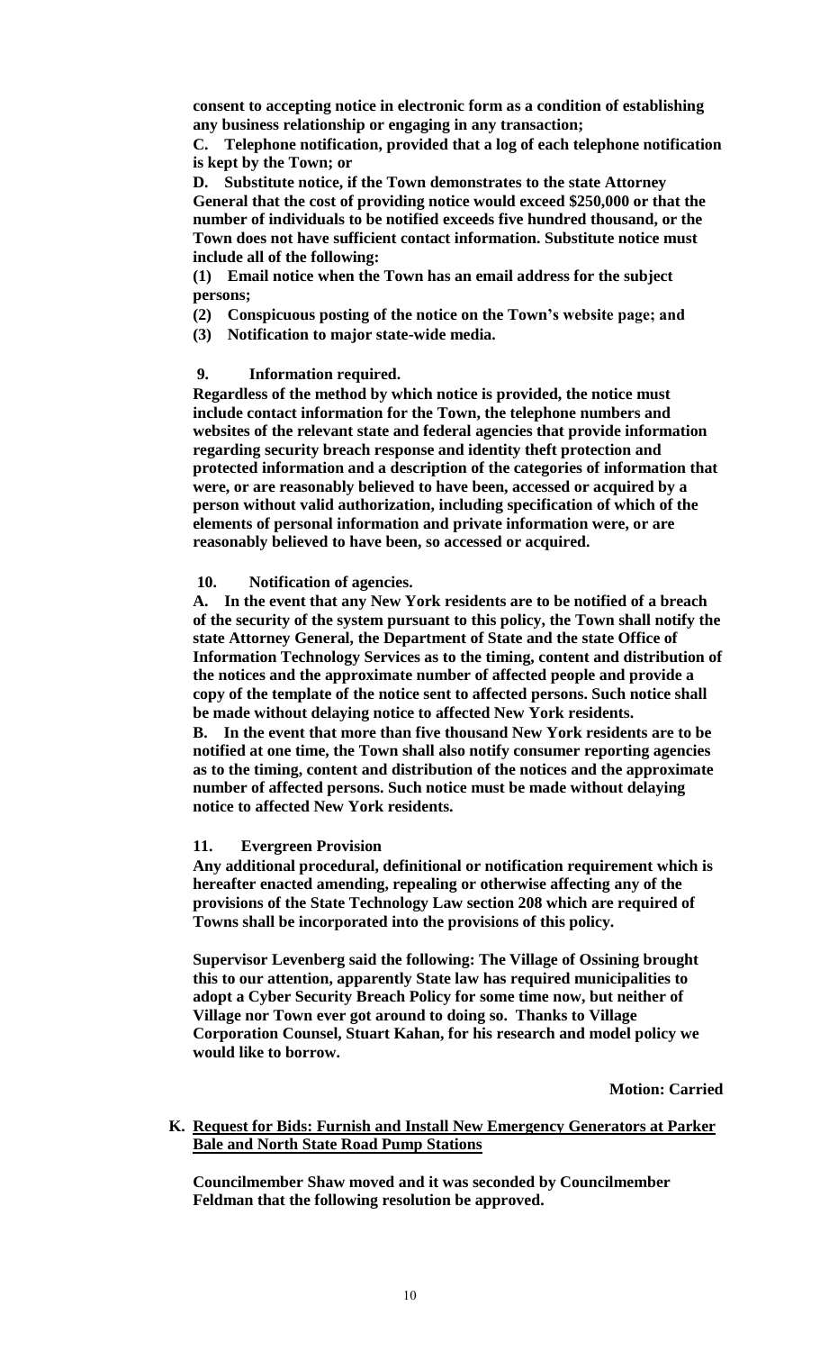**consent to accepting notice in electronic form as a condition of establishing any business relationship or engaging in any transaction;**

**C. Telephone notification, provided that a log of each telephone notification is kept by the Town; or**

**D. Substitute notice, if the Town demonstrates to the state Attorney General that the cost of providing notice would exceed $250,000 or that the number of individuals to be notified exceeds five hundred thousand, or the Town does not have sufficient contact information. Substitute notice must include all of the following:**

**(1) Email notice when the Town has an email address for the subject persons;**

**(2) Conspicuous posting of the notice on the Town's website page; and**

**(3) Notification to major state-wide media.**

**9. Information required.**

**Regardless of the method by which notice is provided, the notice must include contact information for the Town, the telephone numbers and websites of the relevant state and federal agencies that provide information regarding security breach response and identity theft protection and protected information and a description of the categories of information that were, or are reasonably believed to have been, accessed or acquired by a person without valid authorization, including specification of which of the elements of personal information and private information were, or are reasonably believed to have been, so accessed or acquired.**

**10. Notification of agencies.**

**A. In the event that any New York residents are to be notified of a breach of the security of the system pursuant to this policy, the Town shall notify the state Attorney General, the Department of State and the state Office of Information Technology Services as to the timing, content and distribution of the notices and the approximate number of affected people and provide a copy of the template of the notice sent to affected persons. Such notice shall be made without delaying notice to affected New York residents.**

**B. In the event that more than five thousand New York residents are to be notified at one time, the Town shall also notify consumer reporting agencies as to the timing, content and distribution of the notices and the approximate number of affected persons. Such notice must be made without delaying notice to affected New York residents.**

**11. Evergreen Provision**

**Any additional procedural, definitional or notification requirement which is hereafter enacted amending, repealing or otherwise affecting any of the provisions of the State Technology Law section 208 which are required of Towns shall be incorporated into the provisions of this policy.**

**Supervisor Levenberg said the following: The Village of Ossining brought this to our attention, apparently State law has required municipalities to adopt a Cyber Security Breach Policy for some time now, but neither of Village nor Town ever got around to doing so. Thanks to Village Corporation Counsel, Stuart Kahan, for his research and model policy we would like to borrow.**

**Motion: Carried**

**K. <u>Request for Bids: Furnish and Install New Emergency Generators at Parker Bale and North State Road Pump Stations</u>**

**Councilmember Shaw moved and it was seconded by Councilmember Feldman that the following resolution be approved.**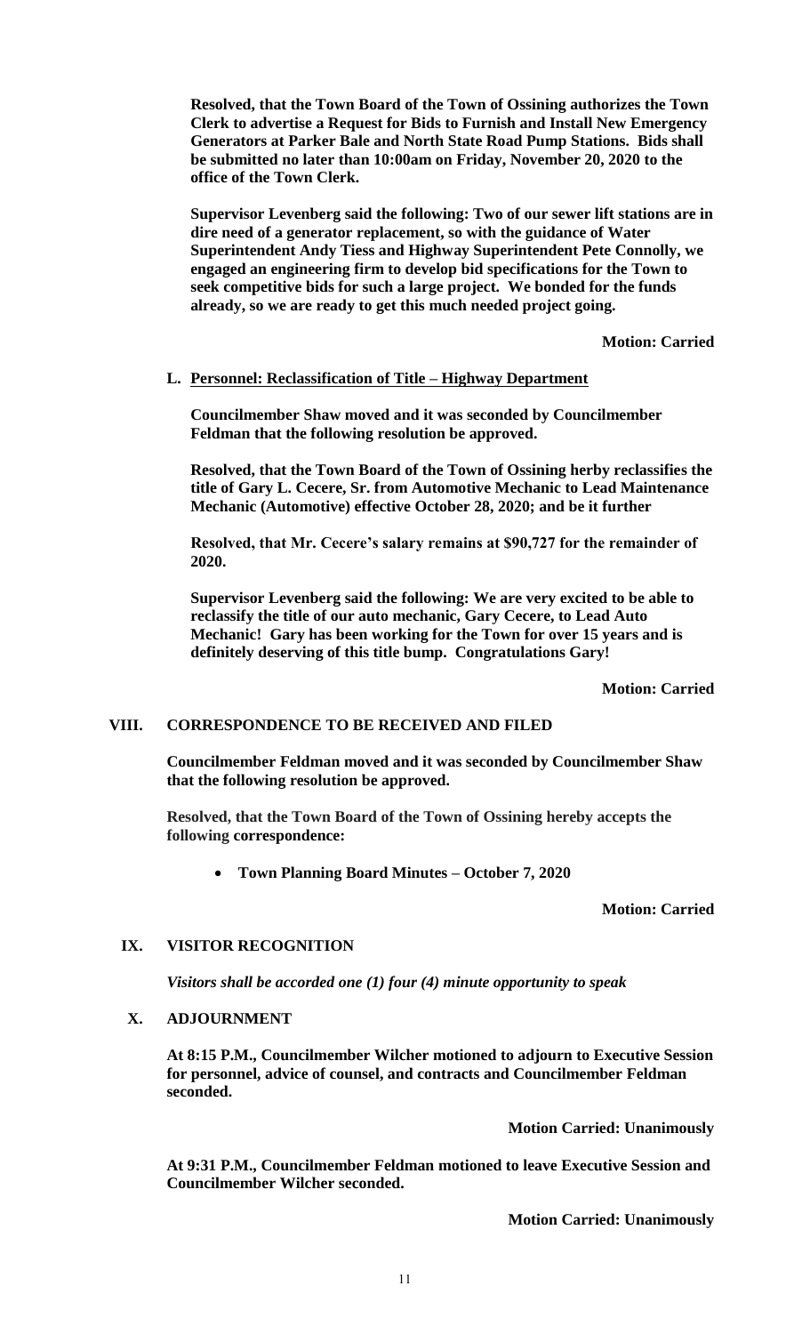**Resolved, that the Town Board of the Town of Ossining authorizes the Town Clerk to advertise a Request for Bids to Furnish and Install New Emergency Generators at Parker Bale and North State Road Pump Stations. Bids shall be submitted no later than 10:00am on Friday, November 20, 2020 to the office of the Town Clerk.**

**Supervisor Levenberg said the following: Two of our sewer lift stations are in dire need of a generator replacement, so with the guidance of Water Superintendent Andy Tiess and Highway Superintendent Pete Connolly, we engaged an engineering firm to develop bid specifications for the Town to seek competitive bids for such a large project. We bonded for the funds already, so we are ready to get this much needed project going.**

**Motion: Carried**

**L. Personnel: Reclassification of Title – Highway Department**

**Councilmember Shaw moved and it was seconded by Councilmember Feldman that the following resolution be approved.**

**Resolved, that the Town Board of the Town of Ossining herby reclassifies the title of Gary L. Cecere, Sr. from Automotive Mechanic to Lead Maintenance Mechanic (Automotive) effective October 28, 2020; and be it further**

**Resolved, that Mr. Cecere's salary remains at $90,727 for the remainder of 2020.**

**Supervisor Levenberg said the following: We are very excited to be able to reclassify the title of our auto mechanic, Gary Cecere, to Lead Auto Mechanic! Gary has been working for the Town for over 15 years and is definitely deserving of this title bump. Congratulations Gary!**

**Motion: Carried**

## VIII. CORRESPONDENCE TO BE RECEIVED AND FILED

**Councilmember Feldman moved and it was seconded by Councilmember Shaw that the following resolution be approved.**

**Resolved, that the Town Board of the Town of Ossining hereby accepts the following correspondence:**

- **Town Planning Board Minutes – October 7, 2020**

**Motion: Carried**

## IX. VISITOR RECOGNITION

***Visitors shall be accorded one (1) four (4) minute opportunity to speak***

## X. ADJOURNMENT

**At 8:15 P.M., Councilmember Wilcher motioned to adjourn to Executive Session for personnel, advice of counsel, and contracts and Councilmember Feldman seconded.**

**Motion Carried: Unanimously**

**At 9:31 P.M., Councilmember Feldman motioned to leave Executive Session and Councilmember Wilcher seconded.**

**Motion Carried: Unanimously**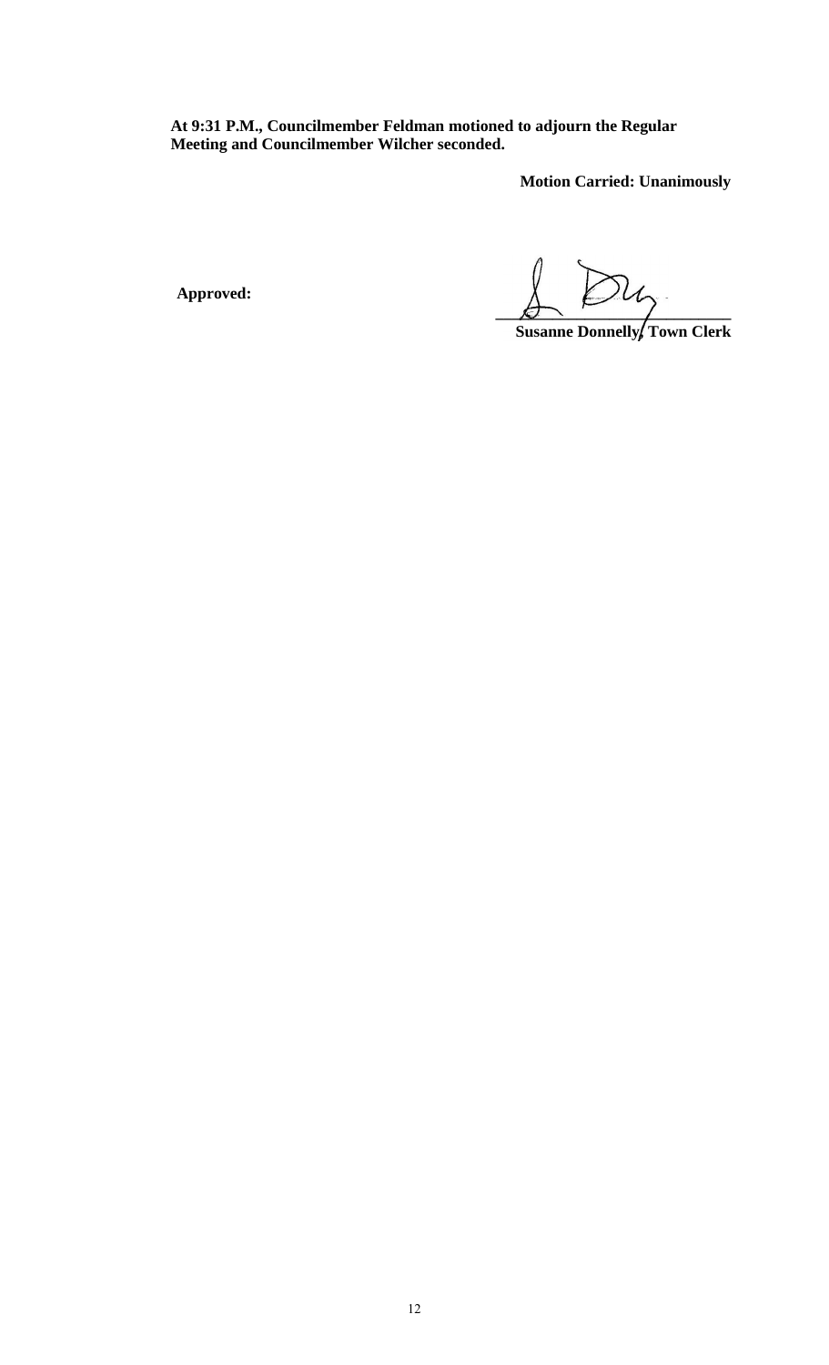**At 9:31 P.M., Councilmember Feldman motioned to adjourn the Regular Meeting and Councilmember Wilcher seconded.**

**Motion Carried: Unanimously**

**Approved:**

**Susanne Donnelly, Town Clerk**